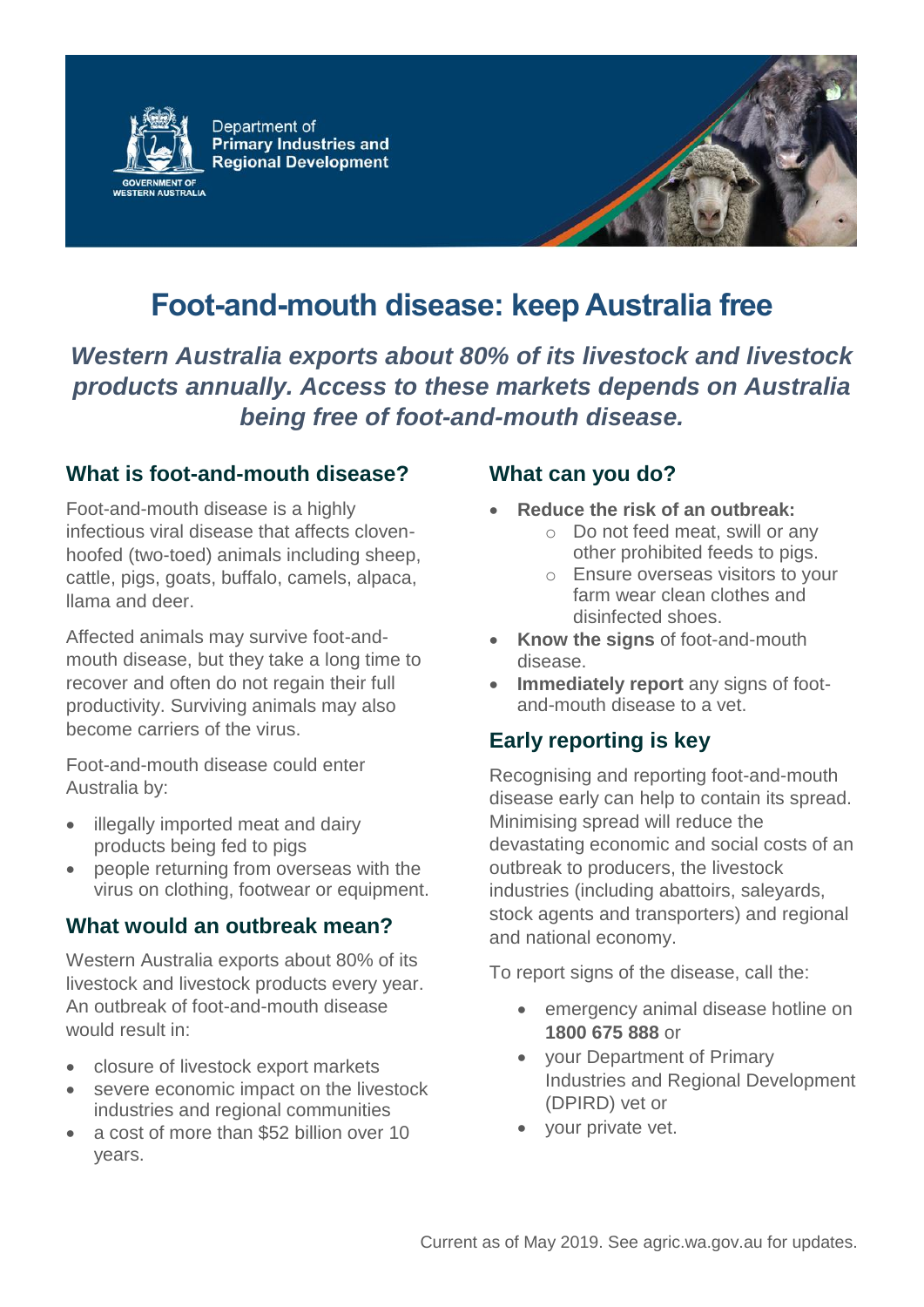Department of
**Primary Industries and Regional Development**

GOVERNMENT OF WESTERN AUSTRALIA

# Foot-and-mouth disease: keep Australia free

***Western Australia exports about 80% of its livestock and livestock products annually. Access to these markets depends on Australia being free of foot-and-mouth disease.***

## What is foot-and-mouth disease?

Foot-and-mouth disease is a highly infectious viral disease that affects cloven-hoofed (two-toed) animals including sheep, cattle, pigs, goats, buffalo, camels, alpaca, llama and deer.

Affected animals may survive foot-and-mouth disease, but they take a long time to recover and often do not regain their full productivity. Surviving animals may also become carriers of the virus.

Foot-and-mouth disease could enter Australia by:

- illegally imported meat and dairy products being fed to pigs
- people returning from overseas with the virus on clothing, footwear or equipment.

## What would an outbreak mean?

Western Australia exports about 80% of its livestock and livestock products every year. An outbreak of foot-and-mouth disease would result in:

- closure of livestock export markets
- severe economic impact on the livestock industries and regional communities
- a cost of more than $52 billion over 10 years.

## What can you do?

- **Reduce the risk of an outbreak:**
  - Do not feed meat, swill or any other prohibited feeds to pigs.
  - Ensure overseas visitors to your farm wear clean clothes and disinfected shoes.
- **Know the signs** of foot-and-mouth disease.
- **Immediately report** any signs of foot-and-mouth disease to a vet.

## Early reporting is key

Recognising and reporting foot-and-mouth disease early can help to contain its spread. Minimising spread will reduce the devastating economic and social costs of an outbreak to producers, the livestock industries (including abattoirs, saleyards, stock agents and transporters) and regional and national economy.

To report signs of the disease, call the:

- emergency animal disease hotline on **1800 675 888** or
- your Department of Primary Industries and Regional Development (DPIRD) vet or
- your private vet.

Current as of May 2019. See agric.wa.gov.au for updates.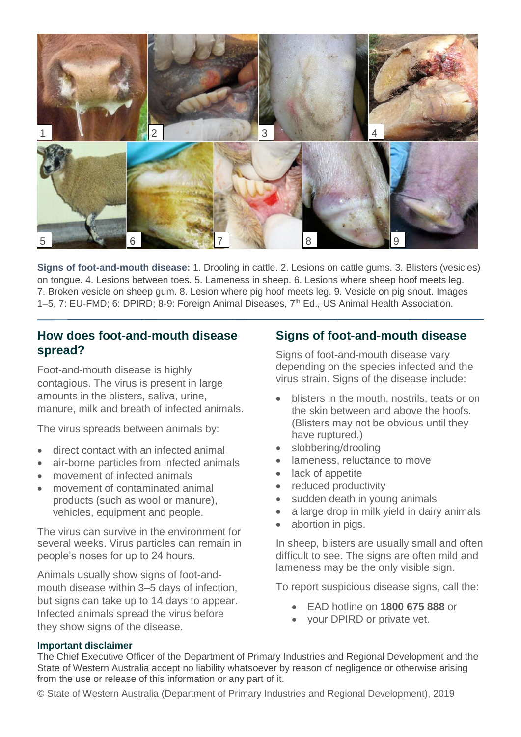**Signs of foot-and-mouth disease:** 1. Drooling in cattle. 2. Lesions on cattle gums. 3. Blisters (vesicles) on tongue. 4. Lesions between toes. 5. Lameness in sheep. 6. Lesions where sheep hoof meets leg. 7. Broken vesicle on sheep gum. 8. Lesion where pig hoof meets leg. 9. Vesicle on pig snout. Images 1–5, 7: EU-FMD; 6: DPIRD; 8-9: Foreign Animal Diseases, 7th Ed., US Animal Health Association.

## How does foot-and-mouth disease spread?

Foot-and-mouth disease is highly contagious. The virus is present in large amounts in the blisters, saliva, urine, manure, milk and breath of infected animals.

The virus spreads between animals by:

- direct contact with an infected animal
- air-borne particles from infected animals
- movement of infected animals
- movement of contaminated animal products (such as wool or manure), vehicles, equipment and people.

The virus can survive in the environment for several weeks. Virus particles can remain in people's noses for up to 24 hours.

Animals usually show signs of foot-and-mouth disease within 3–5 days of infection, but signs can take up to 14 days to appear. Infected animals spread the virus before they show signs of the disease.

## Signs of foot-and-mouth disease

Signs of foot-and-mouth disease vary depending on the species infected and the virus strain. Signs of the disease include:

- blisters in the mouth, nostrils, teats or on the skin between and above the hoofs. (Blisters may not be obvious until they have ruptured.)
- slobbering/drooling
- lameness, reluctance to move
- lack of appetite
- reduced productivity
- sudden death in young animals
- a large drop in milk yield in dairy animals
- abortion in pigs.

In sheep, blisters are usually small and often difficult to see. The signs are often mild and lameness may be the only visible sign.

To report suspicious disease signs, call the:

- EAD hotline on **1800 675 888** or
- your DPIRD or private vet.

**Important disclaimer**

The Chief Executive Officer of the Department of Primary Industries and Regional Development and the State of Western Australia accept no liability whatsoever by reason of negligence or otherwise arising from the use or release of this information or any part of it.

© State of Western Australia (Department of Primary Industries and Regional Development), 2019